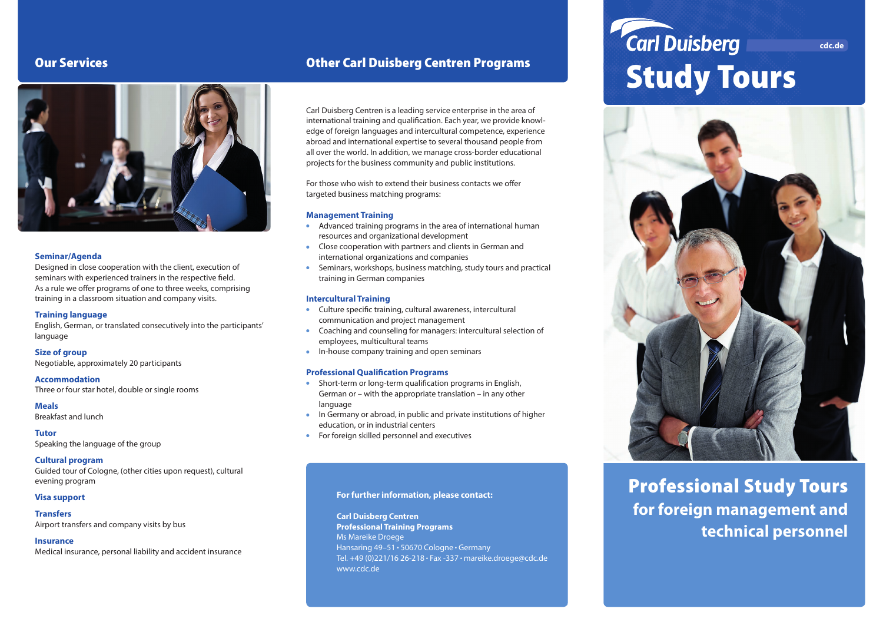## Our Services

**Seminar/Agenda**
Designed in close cooperation with the client, execution of seminars with experienced trainers in the respective field. As a rule we offer programs of one to three weeks, comprising training in a classroom situation and company visits.

**Training language**
English, German, or translated consecutively into the participants' language

**Size of group**
Negotiable, approximately 20 participants

**Accommodation**
Three or four star hotel, double or single rooms

**Meals**
Breakfast and lunch

**Tutor**
Speaking the language of the group

**Cultural program**
Guided tour of Cologne, (other cities upon request), cultural evening program

**Visa support**

**Transfers**
Airport transfers and company visits by bus

**Insurance**
Medical insurance, personal liability and accident insurance

## Other Carl Duisberg Centren Programs

Carl Duisberg Centren is a leading service enterprise in the area of international training and qualification. Each year, we provide knowledge of foreign languages and intercultural competence, experience abroad and international expertise to several thousand people from all over the world. In addition, we manage cross-border educational projects for the business community and public institutions.

For those who wish to extend their business contacts we offer targeted business matching programs:

**Management Training**

- Advanced training programs in the area of international human resources and organizational development
- Close cooperation with partners and clients in German and international organizations and companies
- Seminars, workshops, business matching, study tours and practical training in German companies

**Intercultural Training**

- Culture specific training, cultural awareness, intercultural communication and project management
- Coaching and counseling for managers: intercultural selection of employees, multicultural teams
- In-house company training and open seminars

**Professional Qualification Programs**

- Short-term or long-term qualification programs in English, German or – with the appropriate translation – in any other language
- In Germany or abroad, in public and private institutions of higher education, or in industrial centers
- For foreign skilled personnel and executives

**For further information, please contact:**

**Carl Duisberg Centren**
**Professional Training Programs**
Ms Mareike Droege
Hansaring 49–51 • 50670 Cologne • Germany
Tel. +49 (0)221/16 26-218 • Fax -337 • mareike.droege@cdc.de
www.cdc.de

Carl Duisberg cdc.de

# Study Tours

## Professional Study Tours for foreign management and technical personnel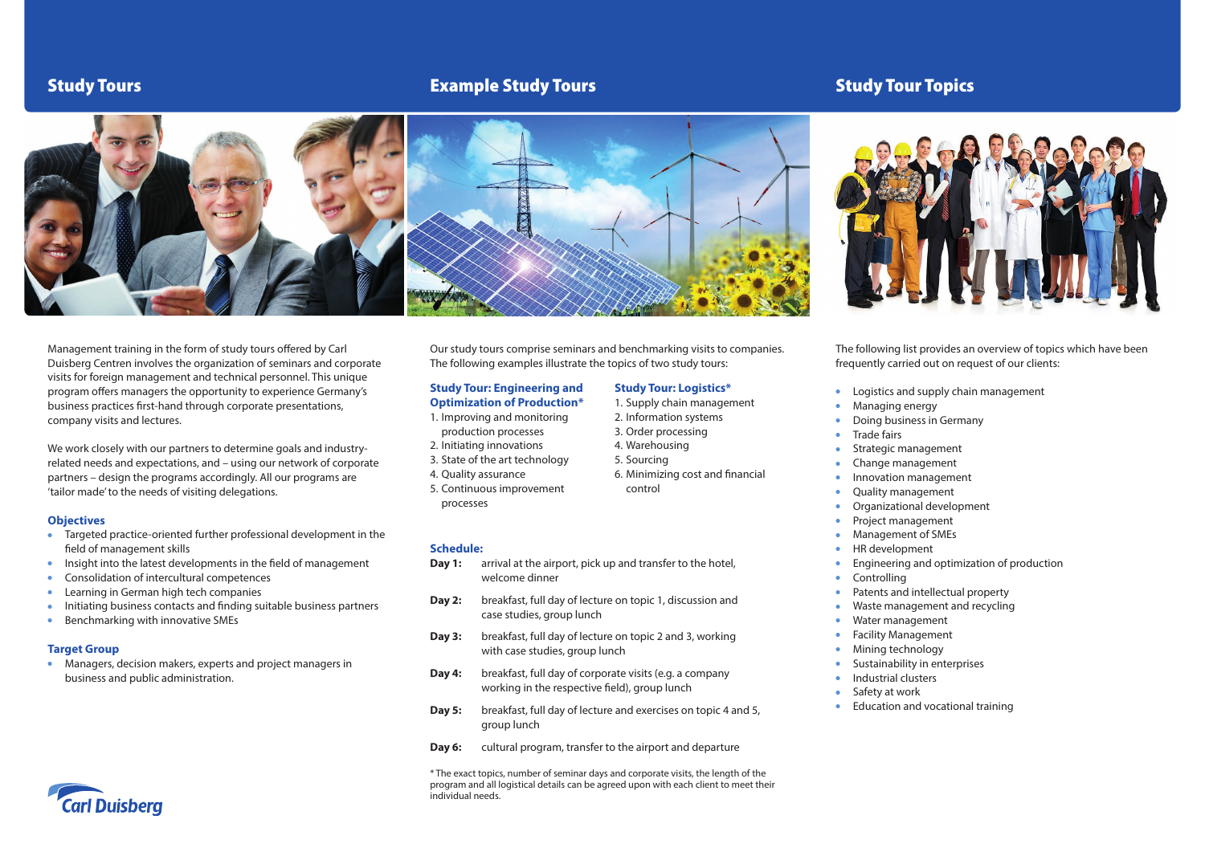## Study Tours

Management training in the form of study tours offered by Carl Duisberg Centren involves the organization of seminars and corporate visits for foreign management and technical personnel. This unique program offers managers the opportunity to experience Germany's business practices first-hand through corporate presentations, company visits and lectures.

We work closely with our partners to determine goals and industry-related needs and expectations, and – using our network of corporate partners – design the programs accordingly. All our programs are 'tailor made' to the needs of visiting delegations.

### Objectives

- Targeted practice-oriented further professional development in the field of management skills
- Insight into the latest developments in the field of management
- Consolidation of intercultural competences
- Learning in German high tech companies
- Initiating business contacts and finding suitable business partners
- Benchmarking with innovative SMEs

### Target Group

- Managers, decision makers, experts and project managers in business and public administration.

## Example Study Tours

Our study tours comprise seminars and benchmarking visits to companies. The following examples illustrate the topics of two study tours:

### Study Tour: Engineering and Optimization of Production*

1. Improving and monitoring production processes
2. Initiating innovations
3. State of the art technology
4. Quality assurance
5. Continuous improvement processes

### Study Tour: Logistics*

1. Supply chain management
2. Information systems
3. Order processing
4. Warehousing
5. Sourcing
6. Minimizing cost and financial control

### Schedule:

**Day 1:** arrival at the airport, pick up and transfer to the hotel, welcome dinner

**Day 2:** breakfast, full day of lecture on topic 1, discussion and case studies, group lunch

**Day 3:** breakfast, full day of lecture on topic 2 and 3, working with case studies, group lunch

**Day 4:** breakfast, full day of corporate visits (e.g. a company working in the respective field), group lunch

**Day 5:** breakfast, full day of lecture and exercises on topic 4 and 5, group lunch

**Day 6:** cultural program, transfer to the airport and departure

* The exact topics, number of seminar days and corporate visits, the length of the program and all logistical details can be agreed upon with each client to meet their individual needs.

## Study Tour Topics

The following list provides an overview of topics which have been frequently carried out on request of our clients:

- Logistics and supply chain management
- Managing energy
- Doing business in Germany
- Trade fairs
- Strategic management
- Change management
- Innovation management
- Quality management
- Organizational development
- Project management
- Management of SMEs
- HR development
- Engineering and optimization of production
- Controlling
- Patents and intellectual property
- Waste management and recycling
- Water management
- Facility Management
- Mining technology
- Sustainability in enterprises
- Industrial clusters
- Safety at work
- Education and vocational training

Carl Duisberg